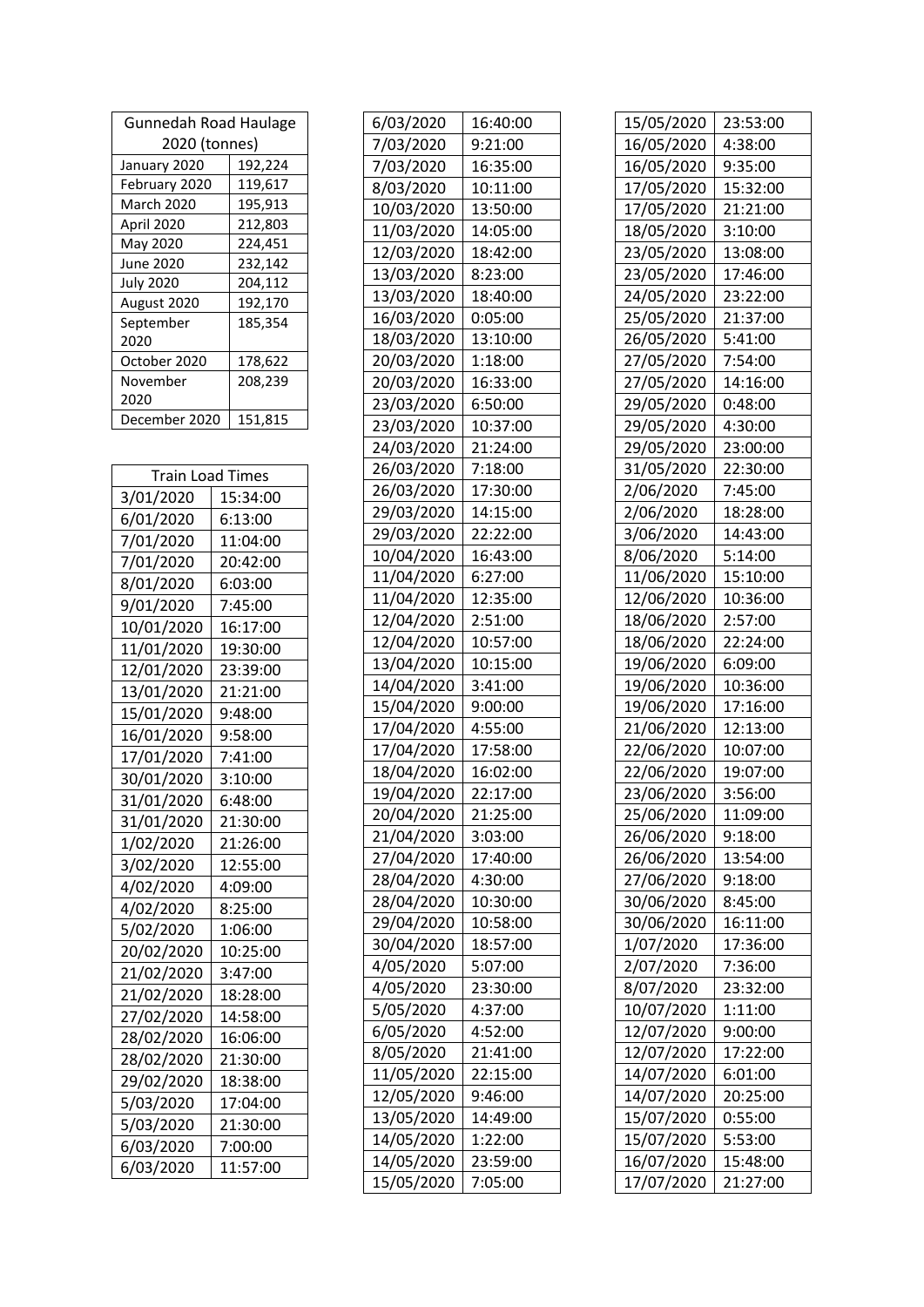| Gunnedah Road Haulage 2020 (tonnes) | |
|---|---|
| January 2020 | 192,224 |
| February 2020 | 119,617 |
| March 2020 | 195,913 |
| April 2020 | 212,803 |
| May 2020 | 224,451 |
| June 2020 | 232,142 |
| July 2020 | 204,112 |
| August 2020 | 192,170 |
| September 2020 | 185,354 |
| October 2020 | 178,622 |
| November 2020 | 208,239 |
| December 2020 | 151,815 |

| Train Load Times | |
|---|---|
| 3/01/2020 | 15:34:00 |
| 6/01/2020 | 6:13:00 |
| 7/01/2020 | 11:04:00 |
| 7/01/2020 | 20:42:00 |
| 8/01/2020 | 6:03:00 |
| 9/01/2020 | 7:45:00 |
| 10/01/2020 | 16:17:00 |
| 11/01/2020 | 19:30:00 |
| 12/01/2020 | 23:39:00 |
| 13/01/2020 | 21:21:00 |
| 15/01/2020 | 9:48:00 |
| 16/01/2020 | 9:58:00 |
| 17/01/2020 | 7:41:00 |
| 30/01/2020 | 3:10:00 |
| 31/01/2020 | 6:48:00 |
| 31/01/2020 | 21:30:00 |
| 1/02/2020 | 21:26:00 |
| 3/02/2020 | 12:55:00 |
| 4/02/2020 | 4:09:00 |
| 4/02/2020 | 8:25:00 |
| 5/02/2020 | 1:06:00 |
| 20/02/2020 | 10:25:00 |
| 21/02/2020 | 3:47:00 |
| 21/02/2020 | 18:28:00 |
| 27/02/2020 | 14:58:00 |
| 28/02/2020 | 16:06:00 |
| 28/02/2020 | 21:30:00 |
| 29/02/2020 | 18:38:00 |
| 5/03/2020 | 17:04:00 |
| 5/03/2020 | 21:30:00 |
| 6/03/2020 | 7:00:00 |
| 6/03/2020 | 11:57:00 |
| 6/03/2020 | 16:40:00 |
| 7/03/2020 | 9:21:00 |
| 7/03/2020 | 16:35:00 |
| 8/03/2020 | 10:11:00 |
| 10/03/2020 | 13:50:00 |
| 11/03/2020 | 14:05:00 |
| 12/03/2020 | 18:42:00 |
| 13/03/2020 | 8:23:00 |
| 13/03/2020 | 18:40:00 |
| 16/03/2020 | 0:05:00 |
| 18/03/2020 | 13:10:00 |
| 20/03/2020 | 1:18:00 |
| 20/03/2020 | 16:33:00 |
| 23/03/2020 | 6:50:00 |
| 23/03/2020 | 10:37:00 |
| 24/03/2020 | 21:24:00 |
| 26/03/2020 | 7:18:00 |
| 26/03/2020 | 17:30:00 |
| 29/03/2020 | 14:15:00 |
| 29/03/2020 | 22:22:00 |
| 10/04/2020 | 16:43:00 |
| 11/04/2020 | 6:27:00 |
| 11/04/2020 | 12:35:00 |
| 12/04/2020 | 2:51:00 |
| 12/04/2020 | 10:57:00 |
| 13/04/2020 | 10:15:00 |
| 14/04/2020 | 3:41:00 |
| 15/04/2020 | 9:00:00 |
| 17/04/2020 | 4:55:00 |
| 17/04/2020 | 17:58:00 |
| 18/04/2020 | 16:02:00 |
| 19/04/2020 | 22:17:00 |
| 20/04/2020 | 21:25:00 |
| 21/04/2020 | 3:03:00 |
| 27/04/2020 | 17:40:00 |
| 28/04/2020 | 4:30:00 |
| 28/04/2020 | 10:30:00 |
| 29/04/2020 | 10:58:00 |
| 30/04/2020 | 18:57:00 |
| 4/05/2020 | 5:07:00 |
| 4/05/2020 | 23:30:00 |
| 5/05/2020 | 4:37:00 |
| 6/05/2020 | 4:52:00 |
| 8/05/2020 | 21:41:00 |
| 11/05/2020 | 22:15:00 |
| 12/05/2020 | 9:46:00 |
| 13/05/2020 | 14:49:00 |
| 14/05/2020 | 1:22:00 |
| 14/05/2020 | 23:59:00 |
| 15/05/2020 | 7:05:00 |
| 15/05/2020 | 23:53:00 |
| 16/05/2020 | 4:38:00 |
| 16/05/2020 | 9:35:00 |
| 17/05/2020 | 15:32:00 |
| 17/05/2020 | 21:21:00 |
| 18/05/2020 | 3:10:00 |
| 23/05/2020 | 13:08:00 |
| 23/05/2020 | 17:46:00 |
| 24/05/2020 | 23:22:00 |
| 25/05/2020 | 21:37:00 |
| 26/05/2020 | 5:41:00 |
| 27/05/2020 | 7:54:00 |
| 27/05/2020 | 14:16:00 |
| 29/05/2020 | 0:48:00 |
| 29/05/2020 | 4:30:00 |
| 29/05/2020 | 23:00:00 |
| 31/05/2020 | 22:30:00 |
| 2/06/2020 | 7:45:00 |
| 2/06/2020 | 18:28:00 |
| 3/06/2020 | 14:43:00 |
| 8/06/2020 | 5:14:00 |
| 11/06/2020 | 15:10:00 |
| 12/06/2020 | 10:36:00 |
| 18/06/2020 | 2:57:00 |
| 18/06/2020 | 22:24:00 |
| 19/06/2020 | 6:09:00 |
| 19/06/2020 | 10:36:00 |
| 19/06/2020 | 17:16:00 |
| 21/06/2020 | 12:13:00 |
| 22/06/2020 | 10:07:00 |
| 22/06/2020 | 19:07:00 |
| 23/06/2020 | 3:56:00 |
| 25/06/2020 | 11:09:00 |
| 26/06/2020 | 9:18:00 |
| 26/06/2020 | 13:54:00 |
| 27/06/2020 | 9:18:00 |
| 30/06/2020 | 8:45:00 |
| 30/06/2020 | 16:11:00 |
| 1/07/2020 | 17:36:00 |
| 2/07/2020 | 7:36:00 |
| 8/07/2020 | 23:32:00 |
| 10/07/2020 | 1:11:00 |
| 12/07/2020 | 9:00:00 |
| 12/07/2020 | 17:22:00 |
| 14/07/2020 | 6:01:00 |
| 14/07/2020 | 20:25:00 |
| 15/07/2020 | 0:55:00 |
| 15/07/2020 | 5:53:00 |
| 16/07/2020 | 15:48:00 |
| 17/07/2020 | 21:27:00 |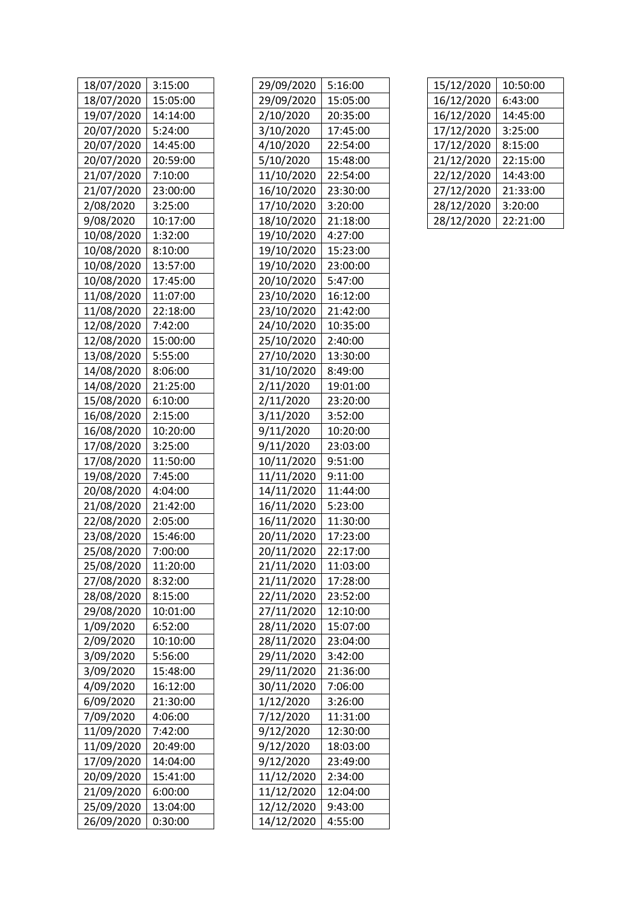| | |
|---|---|
| 18/07/2020 | 3:15:00 |
| 18/07/2020 | 15:05:00 |
| 19/07/2020 | 14:14:00 |
| 20/07/2020 | 5:24:00 |
| 20/07/2020 | 14:45:00 |
| 20/07/2020 | 20:59:00 |
| 21/07/2020 | 7:10:00 |
| 21/07/2020 | 23:00:00 |
| 2/08/2020 | 3:25:00 |
| 9/08/2020 | 10:17:00 |
| 10/08/2020 | 1:32:00 |
| 10/08/2020 | 8:10:00 |
| 10/08/2020 | 13:57:00 |
| 10/08/2020 | 17:45:00 |
| 11/08/2020 | 11:07:00 |
| 11/08/2020 | 22:18:00 |
| 12/08/2020 | 7:42:00 |
| 12/08/2020 | 15:00:00 |
| 13/08/2020 | 5:55:00 |
| 14/08/2020 | 8:06:00 |
| 14/08/2020 | 21:25:00 |
| 15/08/2020 | 6:10:00 |
| 16/08/2020 | 2:15:00 |
| 16/08/2020 | 10:20:00 |
| 17/08/2020 | 3:25:00 |
| 17/08/2020 | 11:50:00 |
| 19/08/2020 | 7:45:00 |
| 20/08/2020 | 4:04:00 |
| 21/08/2020 | 21:42:00 |
| 22/08/2020 | 2:05:00 |
| 23/08/2020 | 15:46:00 |
| 25/08/2020 | 7:00:00 |
| 25/08/2020 | 11:20:00 |
| 27/08/2020 | 8:32:00 |
| 28/08/2020 | 8:15:00 |
| 29/08/2020 | 10:01:00 |
| 1/09/2020 | 6:52:00 |
| 2/09/2020 | 10:10:00 |
| 3/09/2020 | 5:56:00 |
| 3/09/2020 | 15:48:00 |
| 4/09/2020 | 16:12:00 |
| 6/09/2020 | 21:30:00 |
| 7/09/2020 | 4:06:00 |
| 11/09/2020 | 7:42:00 |
| 11/09/2020 | 20:49:00 |
| 17/09/2020 | 14:04:00 |
| 20/09/2020 | 15:41:00 |
| 21/09/2020 | 6:00:00 |
| 25/09/2020 | 13:04:00 |
| 26/09/2020 | 0:30:00 |

| | |
|---|---|
| 29/09/2020 | 5:16:00 |
| 29/09/2020 | 15:05:00 |
| 2/10/2020 | 20:35:00 |
| 3/10/2020 | 17:45:00 |
| 4/10/2020 | 22:54:00 |
| 5/10/2020 | 15:48:00 |
| 11/10/2020 | 22:54:00 |
| 16/10/2020 | 23:30:00 |
| 17/10/2020 | 3:20:00 |
| 18/10/2020 | 21:18:00 |
| 19/10/2020 | 4:27:00 |
| 19/10/2020 | 15:23:00 |
| 19/10/2020 | 23:00:00 |
| 20/10/2020 | 5:47:00 |
| 23/10/2020 | 16:12:00 |
| 23/10/2020 | 21:42:00 |
| 24/10/2020 | 10:35:00 |
| 25/10/2020 | 2:40:00 |
| 27/10/2020 | 13:30:00 |
| 31/10/2020 | 8:49:00 |
| 2/11/2020 | 19:01:00 |
| 2/11/2020 | 23:20:00 |
| 3/11/2020 | 3:52:00 |
| 9/11/2020 | 10:20:00 |
| 9/11/2020 | 23:03:00 |
| 10/11/2020 | 9:51:00 |
| 11/11/2020 | 9:11:00 |
| 14/11/2020 | 11:44:00 |
| 16/11/2020 | 5:23:00 |
| 16/11/2020 | 11:30:00 |
| 20/11/2020 | 17:23:00 |
| 20/11/2020 | 22:17:00 |
| 21/11/2020 | 11:03:00 |
| 21/11/2020 | 17:28:00 |
| 22/11/2020 | 23:52:00 |
| 27/11/2020 | 12:10:00 |
| 28/11/2020 | 15:07:00 |
| 28/11/2020 | 23:04:00 |
| 29/11/2020 | 3:42:00 |
| 29/11/2020 | 21:36:00 |
| 30/11/2020 | 7:06:00 |
| 1/12/2020 | 3:26:00 |
| 7/12/2020 | 11:31:00 |
| 9/12/2020 | 12:30:00 |
| 9/12/2020 | 18:03:00 |
| 9/12/2020 | 23:49:00 |
| 11/12/2020 | 2:34:00 |
| 11/12/2020 | 12:04:00 |
| 12/12/2020 | 9:43:00 |
| 14/12/2020 | 4:55:00 |

| | |
|---|---|
| 15/12/2020 | 10:50:00 |
| 16/12/2020 | 6:43:00 |
| 16/12/2020 | 14:45:00 |
| 17/12/2020 | 3:25:00 |
| 17/12/2020 | 8:15:00 |
| 21/12/2020 | 22:15:00 |
| 22/12/2020 | 14:43:00 |
| 27/12/2020 | 21:33:00 |
| 28/12/2020 | 3:20:00 |
| 28/12/2020 | 22:21:00 |